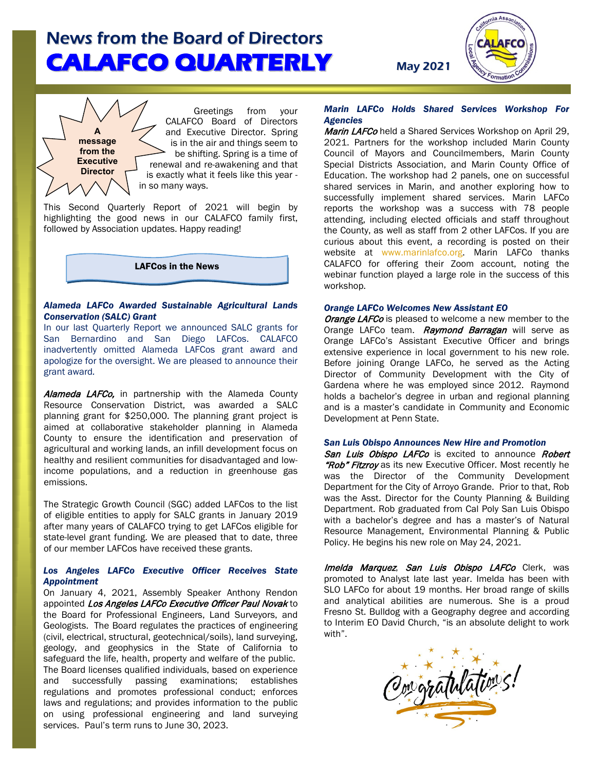# News from the Board of Directors
# CALAFCO QUARTERLY

May 2021

**A message from the Executive Director**

Greetings from your CALAFCO Board of Directors and Executive Director. Spring is in the air and things seem to be shifting. Spring is a time of renewal and re-awakening and that is exactly what it feels like this year - in so many ways.

This Second Quarterly Report of 2021 will begin by highlighting the good news in our CALAFCO family first, followed by Association updates. Happy reading!

## LAFCos in the News

### *Alameda LAFCo Awarded Sustainable Agricultural Lands Conservation (SALC) Grant*

In our last Quarterly Report we announced SALC grants for San Bernardino and San Diego LAFCos. CALAFCO inadvertently omitted Alameda LAFCos grant award and apologize for the oversight. We are pleased to announce their grant award.

***Alameda LAFCo,*** in partnership with the Alameda County Resource Conservation District, was awarded a SALC planning grant for $250,000. The planning grant project is aimed at collaborative stakeholder planning in Alameda County to ensure the identification and preservation of agricultural and working lands, an infill development focus on healthy and resilient communities for disadvantaged and low-income populations, and a reduction in greenhouse gas emissions.

The Strategic Growth Council (SGC) added LAFCos to the list of eligible entities to apply for SALC grants in January 2019 after many years of CALAFCO trying to get LAFCos eligible for state-level grant funding. We are pleased that to date, three of our member LAFCos have received these grants.

### *Los Angeles LAFCo Executive Officer Receives State Appointment*

On January 4, 2021, Assembly Speaker Anthony Rendon appointed ***Los Angeles LAFCo Executive Officer Paul Novak*** to the Board for Professional Engineers, Land Surveyors, and Geologists. The Board regulates the practices of engineering (civil, electrical, structural, geotechnical/soils), land surveying, geology, and geophysics in the State of California to safeguard the life, health, property and welfare of the public. The Board licenses qualified individuals, based on experience and successfully passing examinations; establishes regulations and promotes professional conduct; enforces laws and regulations; and provides information to the public on using professional engineering and land surveying services. Paul's term runs to June 30, 2023.

### *Marin LAFCo Holds Shared Services Workshop For Agencies*

***Marin LAFCo*** held a Shared Services Workshop on April 29, 2021. Partners for the workshop included Marin County Council of Mayors and Councilmembers, Marin County Special Districts Association, and Marin County Office of Education. The workshop had 2 panels, one on successful shared services in Marin, and another exploring how to successfully implement shared services. Marin LAFCo reports the workshop was a success with 78 people attending, including elected officials and staff throughout the County, as well as staff from 2 other LAFCos. If you are curious about this event, a recording is posted on their website at www.marinlafco.org. Marin LAFCo thanks CALAFCO for offering their Zoom account, noting the webinar function played a large role in the success of this workshop.

### *Orange LAFCo Welcomes New Assistant EO*

***Orange LAFCo*** is pleased to welcome a new member to the Orange LAFCo team. ***Raymond Barragan*** will serve as Orange LAFCo's Assistant Executive Officer and brings extensive experience in local government to his new role. Before joining Orange LAFCo, he served as the Acting Director of Community Development with the City of Gardena where he was employed since 2012. Raymond holds a bachelor's degree in urban and regional planning and is a master's candidate in Community and Economic Development at Penn State.

### *San Luis Obispo Announces New Hire and Promotion*

***San Luis Obispo LAFCo*** is excited to announce ***Robert "Rob" Fitzroy*** as its new Executive Officer. Most recently he was the Director of the Community Development Department for the City of Arroyo Grande. Prior to that, Rob was the Asst. Director for the County Planning & Building Department. Rob graduated from Cal Poly San Luis Obispo with a bachelor's degree and has a master's of Natural Resource Management, Environmental Planning & Public Policy. He begins his new role on May 24, 2021.

***Imelda Marquez***, ***San Luis Obispo LAFCo*** Clerk, was promoted to Analyst late last year. Imelda has been with SLO LAFCo for about 19 months. Her broad range of skills and analytical abilities are numerous. She is a proud Fresno St. Bulldog with a Geography degree and according to Interim EO David Church, "is an absolute delight to work with".

Congratulations!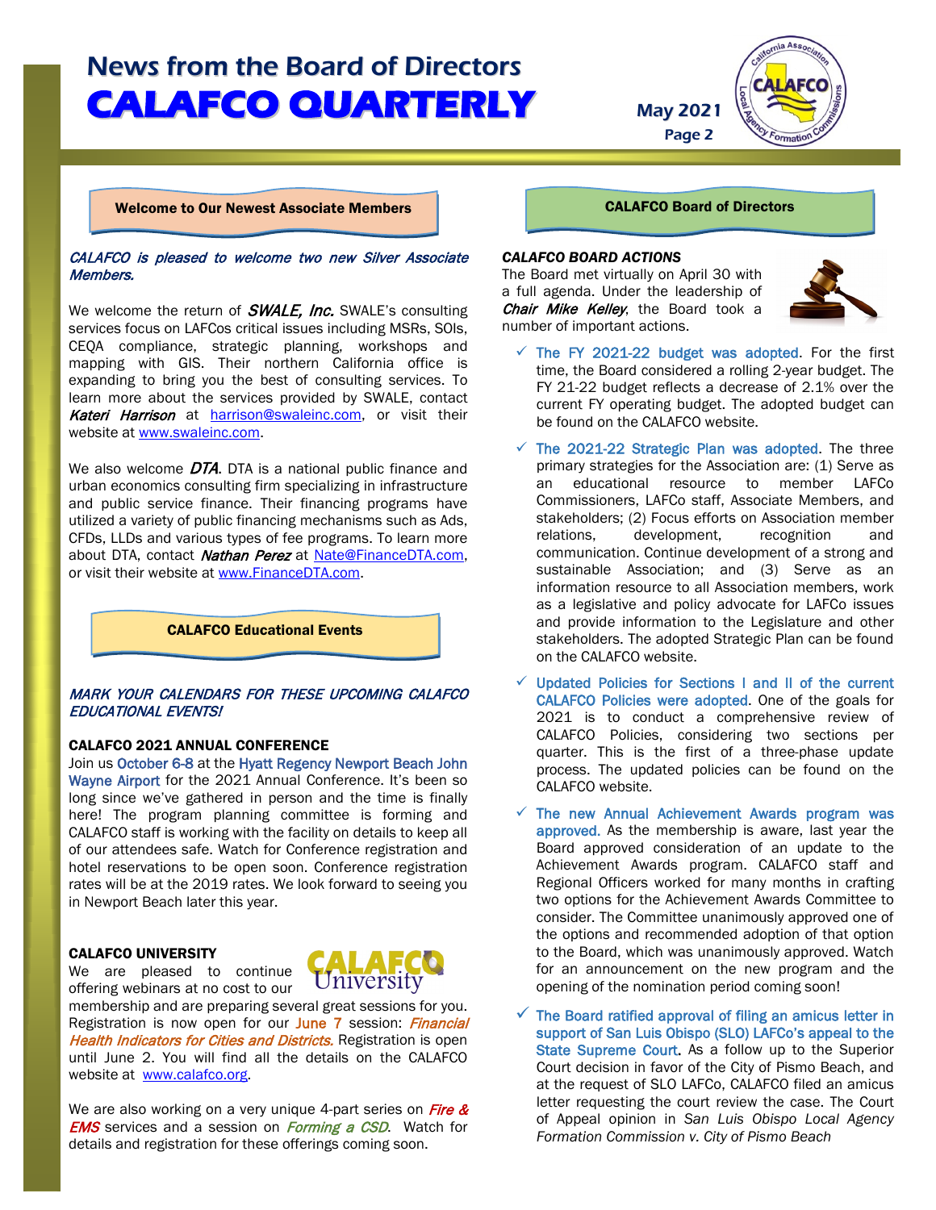## Welcome to Our Newest Associate Members

***CALAFCO is pleased to welcome two new Silver Associate Members.***

We welcome the return of ***SWALE, Inc.*** SWALE's consulting services focus on LAFCos critical issues including MSRs, SOIs, CEQA compliance, strategic planning, workshops and mapping with GIS. Their northern California office is expanding to bring you the best of consulting services. To learn more about the services provided by SWALE, contact ***Kateri Harrison*** at harrison@swaleinc.com, or visit their website at www.swaleinc.com.

We also welcome ***DTA***. DTA is a national public finance and urban economics consulting firm specializing in infrastructure and public service finance. Their financing programs have utilized a variety of public financing mechanisms such as Ads, CFDs, LLDs and various types of fee programs. To learn more about DTA, contact ***Nathan Perez*** at Nate@FinanceDTA.com, or visit their website at www.FinanceDTA.com.

## CALAFCO Educational Events

***MARK YOUR CALENDARS FOR THESE UPCOMING CALAFCO EDUCATIONAL EVENTS!***

**CALAFCO 2021 ANNUAL CONFERENCE**

Join us October 6-8 at the Hyatt Regency Newport Beach John Wayne Airport for the 2021 Annual Conference. It's been so long since we've gathered in person and the time is finally here! The program planning committee is forming and CALAFCO staff is working with the facility on details to keep all of our attendees safe. Watch for Conference registration and hotel reservations to be open soon. Conference registration rates will be at the 2019 rates. We look forward to seeing you in Newport Beach later this year.

**CALAFCO UNIVERSITY**

We are pleased to continue offering webinars at no cost to our membership and are preparing several great sessions for you. Registration is now open for our June 7 session: *Financial Health Indicators for Cities and Districts.* Registration is open until June 2. You will find all the details on the CALAFCO website at www.calafco.org.

We are also working on a very unique 4-part series on *Fire & EMS* services and a session on *Forming a CSD*. Watch for details and registration for these offerings coming soon.

## CALAFCO Board of Directors

***CALAFCO BOARD ACTIONS***

The Board met virtually on April 30 with a full agenda. Under the leadership of ***Chair Mike Kelley***, the Board took a number of important actions.

- ✓ The FY 2021-22 budget was adopted. For the first time, the Board considered a rolling 2-year budget. The FY 21-22 budget reflects a decrease of 2.1% over the current FY operating budget. The adopted budget can be found on the CALAFCO website.
- ✓ The 2021-22 Strategic Plan was adopted. The three primary strategies for the Association are: (1) Serve as an educational resource to member LAFCo Commissioners, LAFCo staff, Associate Members, and stakeholders; (2) Focus efforts on Association member relations, development, recognition and communication. Continue development of a strong and sustainable Association; and (3) Serve as an information resource to all Association members, work as a legislative and policy advocate for LAFCo issues and provide information to the Legislature and other stakeholders. The adopted Strategic Plan can be found on the CALAFCO website.
- ✓ Updated Policies for Sections I and II of the current CALAFCO Policies were adopted. One of the goals for 2021 is to conduct a comprehensive review of CALAFCO Policies, considering two sections per quarter. This is the first of a three-phase update process. The updated policies can be found on the CALAFCO website.
- ✓ The new Annual Achievement Awards program was approved. As the membership is aware, last year the Board approved consideration of an update to the Achievement Awards program. CALAFCO staff and Regional Officers worked for many months in crafting two options for the Achievement Awards Committee to consider. The Committee unanimously approved one of the options and recommended adoption of that option to the Board, which was unanimously approved. Watch for an announcement on the new program and the opening of the nomination period coming soon!
- ✓ The Board ratified approval of filing an amicus letter in support of San Luis Obispo (SLO) LAFCo's appeal to the State Supreme Court. As a follow up to the Superior Court decision in favor of the City of Pismo Beach, and at the request of SLO LAFCo, CALAFCO filed an amicus letter requesting the court review the case. The Court of Appeal opinion in *San Luis Obispo Local Agency Formation Commission v. City of Pismo Beach*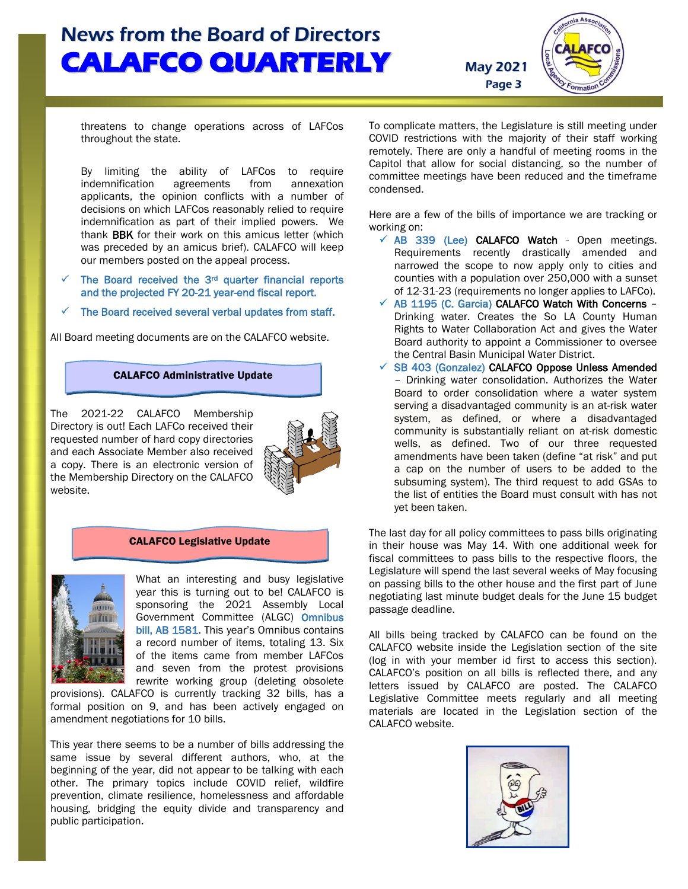threatens to change operations across of LAFCos throughout the state.

By limiting the ability of LAFCos to require indemnification agreements from annexation applicants, the opinion conflicts with a number of decisions on which LAFCos reasonably relied to require indemnification as part of their implied powers. We thank **BBK** for their work on this amicus letter (which was preceded by an amicus brief). CALAFCO will keep our members posted on the appeal process.

- ✓ The Board received the 3rd quarter financial reports and the projected FY 20-21 year-end fiscal report.
- ✓ The Board received several verbal updates from staff.

All Board meeting documents are on the CALAFCO website.

## CALAFCO Administrative Update

The 2021-22 CALAFCO Membership Directory is out! Each LAFCo received their requested number of hard copy directories and each Associate Member also received a copy. There is an electronic version of the Membership Directory on the CALAFCO website.

## CALAFCO Legislative Update

What an interesting and busy legislative year this is turning out to be! CALAFCO is sponsoring the 2021 Assembly Local Government Committee (ALGC) Omnibus bill, AB 1581. This year's Omnibus contains a record number of items, totaling 13. Six of the items came from member LAFCos and seven from the protest provisions rewrite working group (deleting obsolete provisions). CALAFCO is currently tracking 32 bills, has a formal position on 9, and has been actively engaged on amendment negotiations for 10 bills.

This year there seems to be a number of bills addressing the same issue by several different authors, who, at the beginning of the year, did not appear to be talking with each other. The primary topics include COVID relief, wildfire prevention, climate resilience, homelessness and affordable housing, bridging the equity divide and transparency and public participation.

To complicate matters, the Legislature is still meeting under COVID restrictions with the majority of their staff working remotely. There are only a handful of meeting rooms in the Capitol that allow for social distancing, so the number of committee meetings have been reduced and the timeframe condensed.

Here are a few of the bills of importance we are tracking or working on:

- ✓ AB 339 (Lee) **CALAFCO Watch** - Open meetings. Requirements recently drastically amended and narrowed the scope to now apply only to cities and counties with a population over 250,000 with a sunset of 12-31-23 (requirements no longer applies to LAFCo).
- ✓ AB 1195 (C. Garcia) **CALAFCO Watch With Concerns** – Drinking water. Creates the So LA County Human Rights to Water Collaboration Act and gives the Water Board authority to appoint a Commissioner to oversee the Central Basin Municipal Water District.
- ✓ SB 403 (Gonzalez) **CALAFCO Oppose Unless Amended** – Drinking water consolidation. Authorizes the Water Board to order consolidation where a water system serving a disadvantaged community is an at-risk water system, as defined, or where a disadvantaged community is substantially reliant on at-risk domestic wells, as defined. Two of our three requested amendments have been taken (define "at risk" and put a cap on the number of users to be added to the subsuming system). The third request to add GSAs to the list of entities the Board must consult with has not yet been taken.

The last day for all policy committees to pass bills originating in their house was May 14. With one additional week for fiscal committees to pass bills to the respective floors, the Legislature will spend the last several weeks of May focusing on passing bills to the other house and the first part of June negotiating last minute budget deals for the June 15 budget passage deadline.

All bills being tracked by CALAFCO can be found on the CALAFCO website inside the Legislation section of the site (log in with your member id first to access this section). CALAFCO's position on all bills is reflected there, and any letters issued by CALAFCO are posted. The CALAFCO Legislative Committee meets regularly and all meeting materials are located in the Legislation section of the CALAFCO website.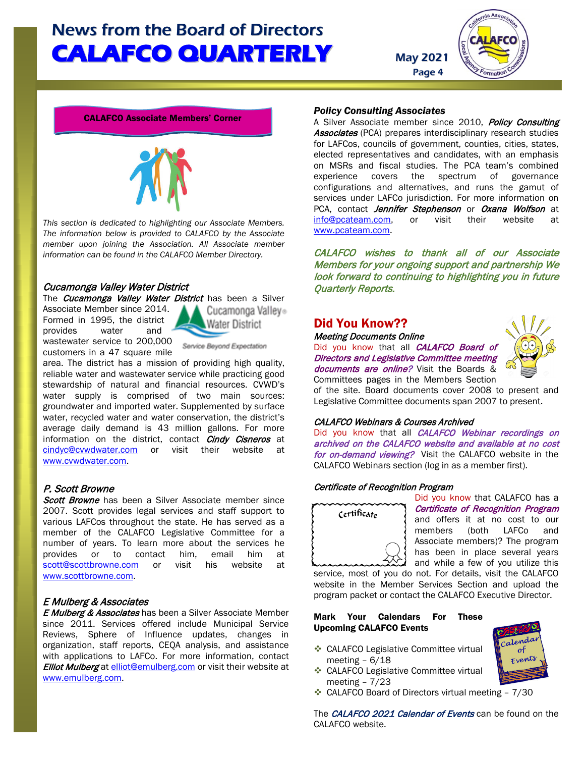# News from the Board of Directors
# CALAFCO QUARTERLY

May 2021

## CALAFCO Associate Members' Corner

*This section is dedicated to highlighting our Associate Members. The information below is provided to CALAFCO by the Associate member upon joining the Association. All Associate member information can be found in the CALAFCO Member Directory.*

### *Cucamonga Valley Water District*

The ***Cucamonga Valley Water District*** has been a Silver Associate Member since 2014. Formed in 1995, the district provides water and wastewater service to 200,000 customers in a 47 square mile area. The district has a mission of providing high quality, reliable water and wastewater service while practicing good stewardship of natural and financial resources. CVWD's water supply is comprised of two main sources: groundwater and imported water. Supplemented by surface water, recycled water and water conservation, the district's average daily demand is 43 million gallons. For more information on the district, contact ***Cindy Cisneros*** at cindyc@cvwdwater.com or visit their website at www.cvwdwater.com.

### *P. Scott Browne*

***Scott Browne*** has been a Silver Associate member since 2007. Scott provides legal services and staff support to various LAFCos throughout the state. He has served as a member of the CALAFCO Legislative Committee for a number of years. To learn more about the services he provides or to contact him, email him at scott@scottbrowne.com or visit his website at www.scottbrowne.com.

### *E Mulberg & Associates*

***E Mulberg & Associates*** has been a Silver Associate Member since 2011. Services offered include Municipal Service Reviews, Sphere of Influence updates, changes in organization, staff reports, CEQA analysis, and assistance with applications to LAFCo. For more information, contact ***Elliot Mulberg*** at elliot@emulberg.com or visit their website at www.emulberg.com.

### *Policy Consulting Associates*

A Silver Associate member since 2010, ***Policy Consulting Associates*** (PCA) prepares interdisciplinary research studies for LAFCos, councils of government, counties, cities, states, elected representatives and candidates, with an emphasis on MSRs and fiscal studies. The PCA team's combined experience covers the spectrum of governance configurations and alternatives, and runs the gamut of services under LAFCo jurisdiction. For more information on PCA, contact ***Jennifer Stephenson*** or ***Oxana Wolfson*** at info@pcateam.com, or visit their website at www.pcateam.com.

*CALAFCO wishes to thank all of our Associate Members for your ongoing support and partnership We look forward to continuing to highlighting you in future Quarterly Reports.*

## Did You Know??

### *Meeting Documents Online*

Did you know that all ***CALAFCO Board of Directors and Legislative Committee meeting documents are online?*** Visit the Boards & Committees pages in the Members Section of the site. Board documents cover 2008 to present and Legislative Committee documents span 2007 to present.

### *CALAFCO Webinars & Courses Archived*

Did you know that all *CALAFCO Webinar recordings on archived on the CALAFCO website and available at no cost for on-demand viewing?* Visit the CALAFCO website in the CALAFCO Webinars section (log in as a member first).

### *Certificate of Recognition Program*

Did you know that CALAFCO has a ***Certificate of Recognition Program*** and offers it at no cost to our members (both LAFCo and Associate members)? The program has been in place several years and while a few of you utilize this service, most of you do not. For details, visit the CALAFCO website in the Member Services Section and upload the program packet or contact the CALAFCO Executive Director.

**Mark Your Calendars For These Upcoming CALAFCO Events**

- CALAFCO Legislative Committee virtual meeting – 6/18
- CALAFCO Legislative Committee virtual meeting – 7/23
- CALAFCO Board of Directors virtual meeting – 7/30

The ***CALAFCO 2021 Calendar of Events*** can be found on the CALAFCO website.